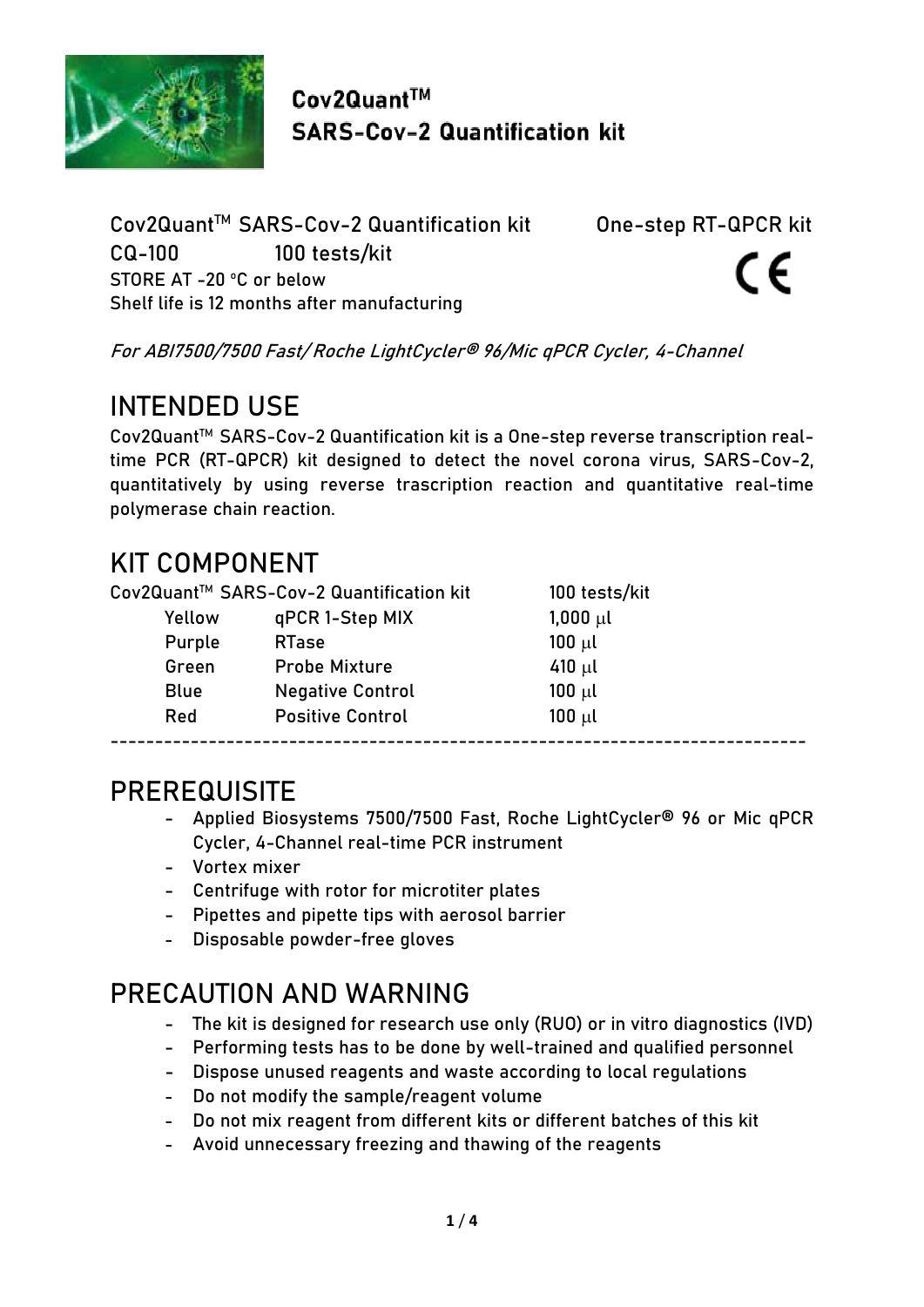# Cov2Quant™
# SARS-Cov-2 Quantification kit

Cov2Quant™ SARS-Cov-2 Quantification kit One-step RT-QPCR kit

CQ-100 100 tests/kit

STORE AT -20 °C or below

Shelf life is 12 months after manufacturing

CE

*For ABI7500/7500 Fast/ Roche LightCycler® 96/Mic qPCR Cycler, 4-Channel*

## INTENDED USE

Cov2Quant™ SARS-Cov-2 Quantification kit is a One-step reverse transcription real-time PCR (RT-QPCR) kit designed to detect the novel corona virus, SARS-Cov-2, quantitatively by using reverse trascription reaction and quantitative real-time polymerase chain reaction.

## KIT COMPONENT

| Cov2Quant™ SARS-Cov-2 Quantification kit | | 100 tests/kit |
|---|---|---|
| Yellow | qPCR 1-Step MIX | 1,000 μl |
| Purple | RTase | 100 μl |
| Green | Probe Mixture | 410 μl |
| Blue | Negative Control | 100 μl |
| Red | Positive Control | 100 μl |

---

## PREREQUISITE

- Applied Biosystems 7500/7500 Fast, Roche LightCycler® 96 or Mic qPCR Cycler, 4-Channel real-time PCR instrument
- Vortex mixer
- Centrifuge with rotor for microtiter plates
- Pipettes and pipette tips with aerosol barrier
- Disposable powder-free gloves

## PRECAUTION AND WARNING

- The kit is designed for research use only (RUO) or in vitro diagnostics (IVD)
- Performing tests has to be done by well-trained and qualified personnel
- Dispose unused reagents and waste according to local regulations
- Do not modify the sample/reagent volume
- Do not mix reagent from different kits or different batches of this kit
- Avoid unnecessary freezing and thawing of the reagents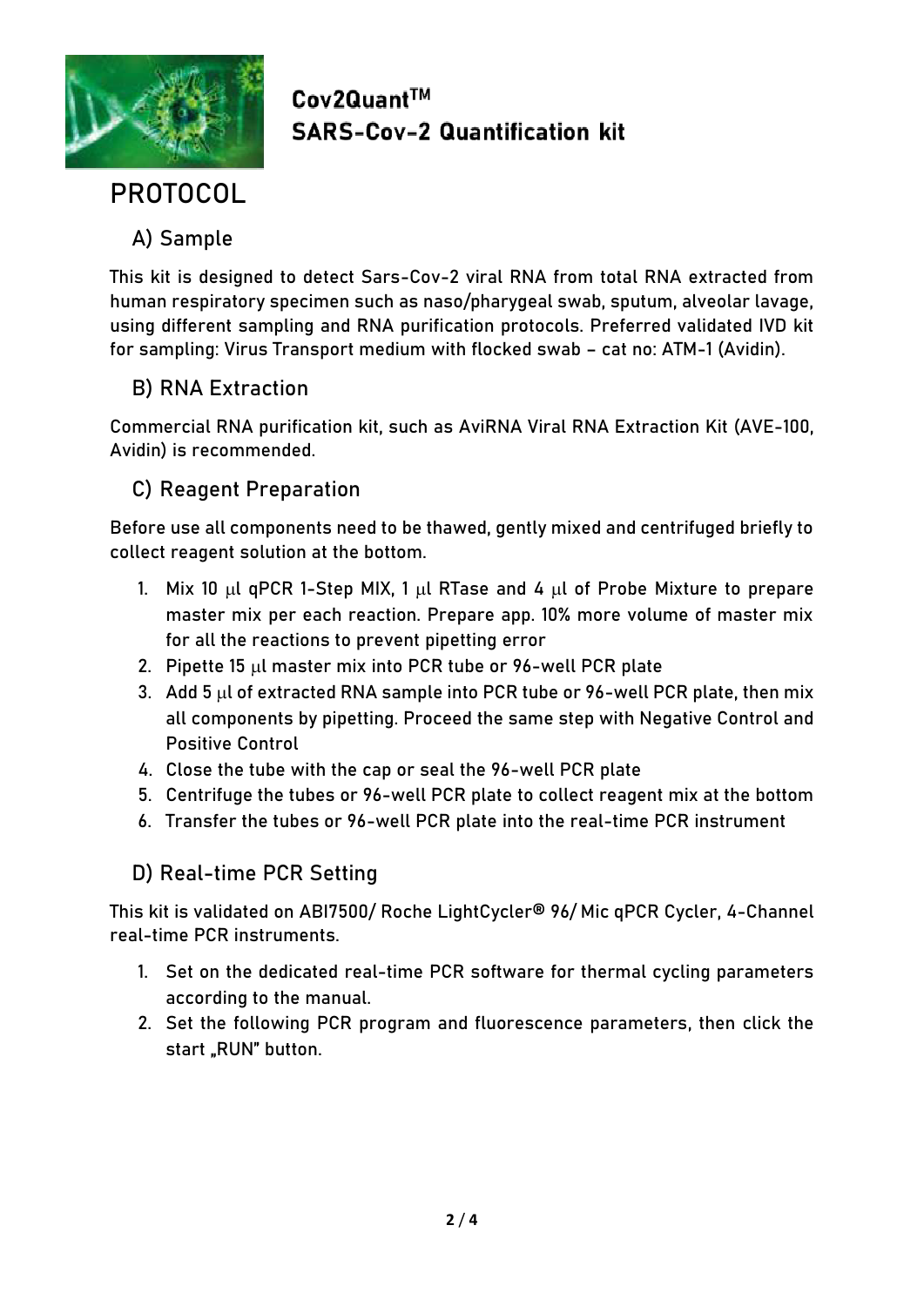Cov2Quant™
SARS-Cov-2 Quantification kit

# PROTOCOL

## A) Sample

This kit is designed to detect Sars-Cov-2 viral RNA from total RNA extracted from human respiratory specimen such as naso/pharygeal swab, sputum, alveolar lavage, using different sampling and RNA purification protocols. Preferred validated IVD kit for sampling: Virus Transport medium with flocked swab – cat no: ATM-1 (Avidin).

## B) RNA Extraction

Commercial RNA purification kit, such as AviRNA Viral RNA Extraction Kit (AVE-100, Avidin) is recommended.

## C) Reagent Preparation

Before use all components need to be thawed, gently mixed and centrifuged briefly to collect reagent solution at the bottom.

1. Mix 10 μl qPCR 1-Step MIX, 1 μl RTase and 4 μl of Probe Mixture to prepare master mix per each reaction. Prepare app. 10% more volume of master mix for all the reactions to prevent pipetting error
2. Pipette 15 μl master mix into PCR tube or 96-well PCR plate
3. Add 5 μl of extracted RNA sample into PCR tube or 96-well PCR plate, then mix all components by pipetting. Proceed the same step with Negative Control and Positive Control
4. Close the tube with the cap or seal the 96-well PCR plate
5. Centrifuge the tubes or 96-well PCR plate to collect reagent mix at the bottom
6. Transfer the tubes or 96-well PCR plate into the real-time PCR instrument

## D) Real-time PCR Setting

This kit is validated on ABI7500/ Roche LightCycler® 96/ Mic qPCR Cycler, 4-Channel real-time PCR instruments.

1. Set on the dedicated real-time PCR software for thermal cycling parameters according to the manual.
2. Set the following PCR program and fluorescence parameters, then click the start „RUN" button.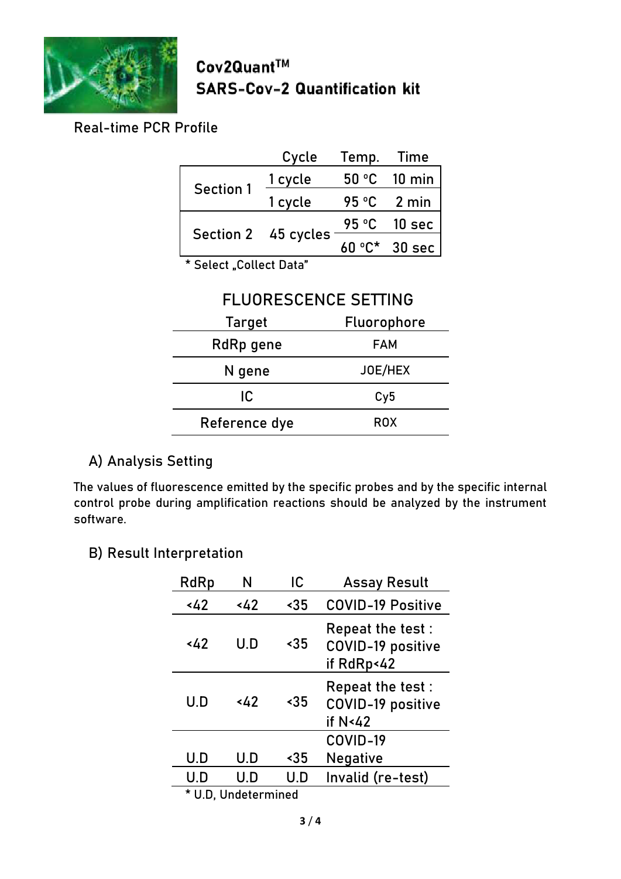# Cov2Quant™ SARS-Cov-2 Quantification kit

## Real-time PCR Profile

| | Cycle | Temp. | Time |
|---|---|---|---|
| Section 1 | 1 cycle | 50 °C | 10 min |
| | 1 cycle | 95 °C | 2 min |
| Section 2 | 45 cycles | 95 °C | 10 sec |
| | | 60 °C* | 30 sec |

* Select „Collect Data"

### FLUORESCENCE SETTING

| Target | Fluorophore |
|---|---|
| RdRp gene | FAM |
| N gene | JOE/HEX |
| IC | Cy5 |
| Reference dye | ROX |

## A) Analysis Setting

The values of fluorescence emitted by the specific probes and by the specific internal control probe during amplification reactions should be analyzed by the instrument software.

## B) Result Interpretation

| RdRp | N | IC | Assay Result |
|---|---|---|---|
| <42 | <42 | <35 | COVID-19 Positive |
| <42 | U.D | <35 | Repeat the test : COVID-19 positive if RdRp<42 |
| U.D | <42 | <35 | Repeat the test : COVID-19 positive if N<42 |
| U.D | U.D | <35 | COVID-19 Negative |
| U.D | U.D | U.D | Invalid (re-test) |

* U.D, Undetermined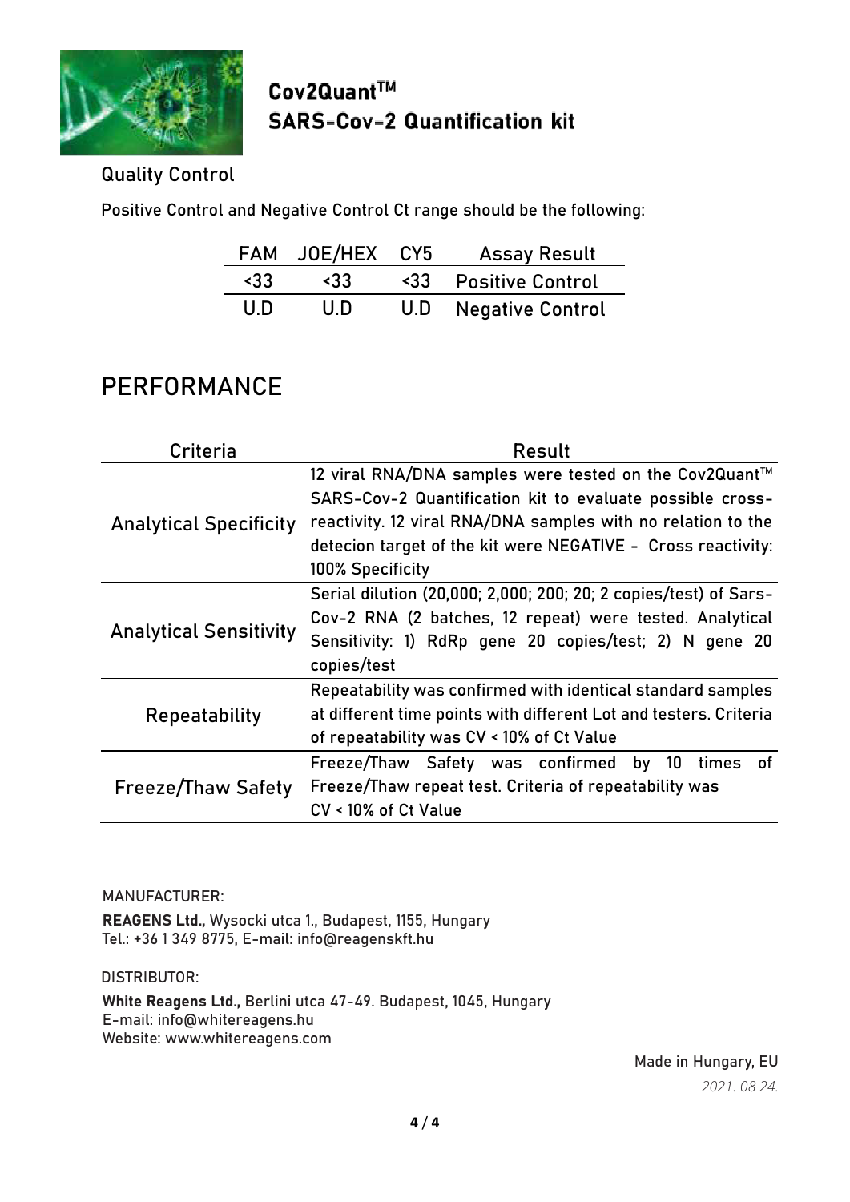# Cov2Quant™ SARS-Cov-2 Quantification kit

## Quality Control

Positive Control and Negative Control Ct range should be the following:

| FAM | JOE/HEX | CY5 | Assay Result |
|---|---|---|---|
| <33 | <33 | <33 | Positive Control |
| U.D | U.D | U.D | Negative Control |

# PERFORMANCE

| Criteria | Result |
|---|---|
| Analytical Specificity | 12 viral RNA/DNA samples were tested on the Cov2Quant™ SARS-Cov-2 Quantification kit to evaluate possible cross-reactivity. 12 viral RNA/DNA samples with no relation to the detecion target of the kit were NEGATIVE - Cross reactivity: 100% Specificity |
| Analytical Sensitivity | Serial dilution (20,000; 2,000; 200; 20; 2 copies/test) of Sars-Cov-2 RNA (2 batches, 12 repeat) were tested. Analytical Sensitivity: 1) RdRp gene 20 copies/test; 2) N gene 20 copies/test |
| Repeatability | Repeatability was confirmed with identical standard samples at different time points with different Lot and testers. Criteria of repeatability was CV < 10% of Ct Value |
| Freeze/Thaw Safety | Freeze/Thaw Safety was confirmed by 10 times of Freeze/Thaw repeat test. Criteria of repeatability was CV < 10% of Ct Value |

MANUFACTURER:

**REAGENS Ltd.,** Wysocki utca 1., Budapest, 1155, Hungary
Tel.: +36 1 349 8775, E-mail: info@reagenskft.hu

DISTRIBUTOR:

**White Reagens Ltd.,** Berlini utca 47-49. Budapest, 1045, Hungary
E-mail: info@whitereagens.hu
Website: www.whitereagens.com

Made in Hungary, EU

*2021. 08 24.*